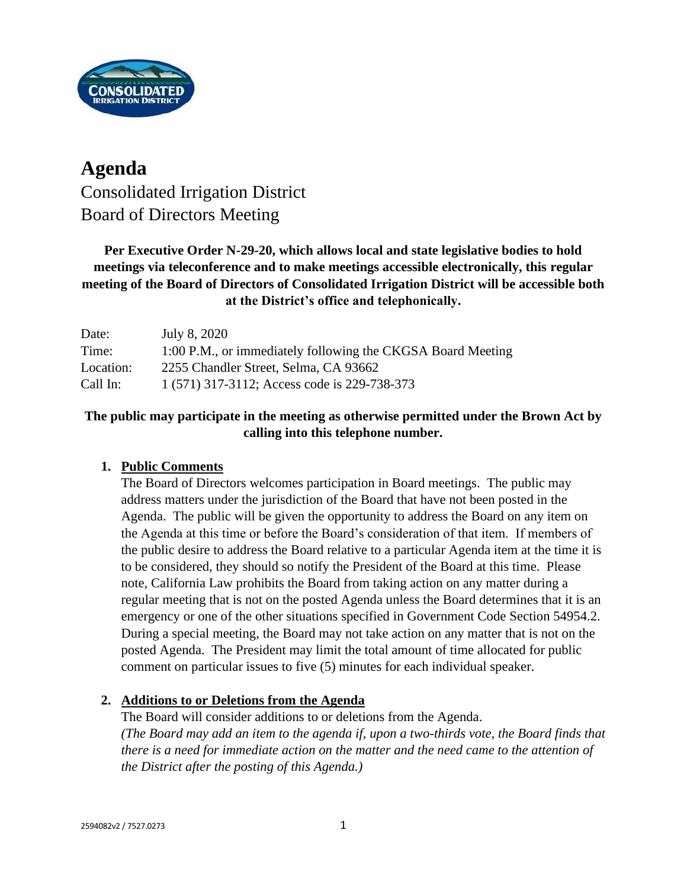# Agenda

Consolidated Irrigation District
Board of Directors Meeting

**Per Executive Order N-29-20, which allows local and state legislative bodies to hold meetings via teleconference and to make meetings accessible electronically, this regular meeting of the Board of Directors of Consolidated Irrigation District will be accessible both at the District's office and telephonically.**

| | |
|---|---|
| Date: | July 8, 2020 |
| Time: | 1:00 P.M., or immediately following the CKGSA Board Meeting |
| Location: | 2255 Chandler Street, Selma, CA 93662 |
| Call In: | 1 (571) 317-3112; Access code is 229-738-373 |

**The public may participate in the meeting as otherwise permitted under the Brown Act by calling into this telephone number.**

1. **Public Comments**
   The Board of Directors welcomes participation in Board meetings. The public may address matters under the jurisdiction of the Board that have not been posted in the Agenda. The public will be given the opportunity to address the Board on any item on the Agenda at this time or before the Board's consideration of that item. If members of the public desire to address the Board relative to a particular Agenda item at the time it is to be considered, they should so notify the President of the Board at this time. Please note, California Law prohibits the Board from taking action on any matter during a regular meeting that is not on the posted Agenda unless the Board determines that it is an emergency or one of the other situations specified in Government Code Section 54954.2. During a special meeting, the Board may not take action on any matter that is not on the posted Agenda. The President may limit the total amount of time allocated for public comment on particular issues to five (5) minutes for each individual speaker.

2. **Additions to or Deletions from the Agenda**
   The Board will consider additions to or deletions from the Agenda.
   *(The Board may add an item to the agenda if, upon a two-thirds vote, the Board finds that there is a need for immediate action on the matter and the need came to the attention of the District after the posting of this Agenda.)*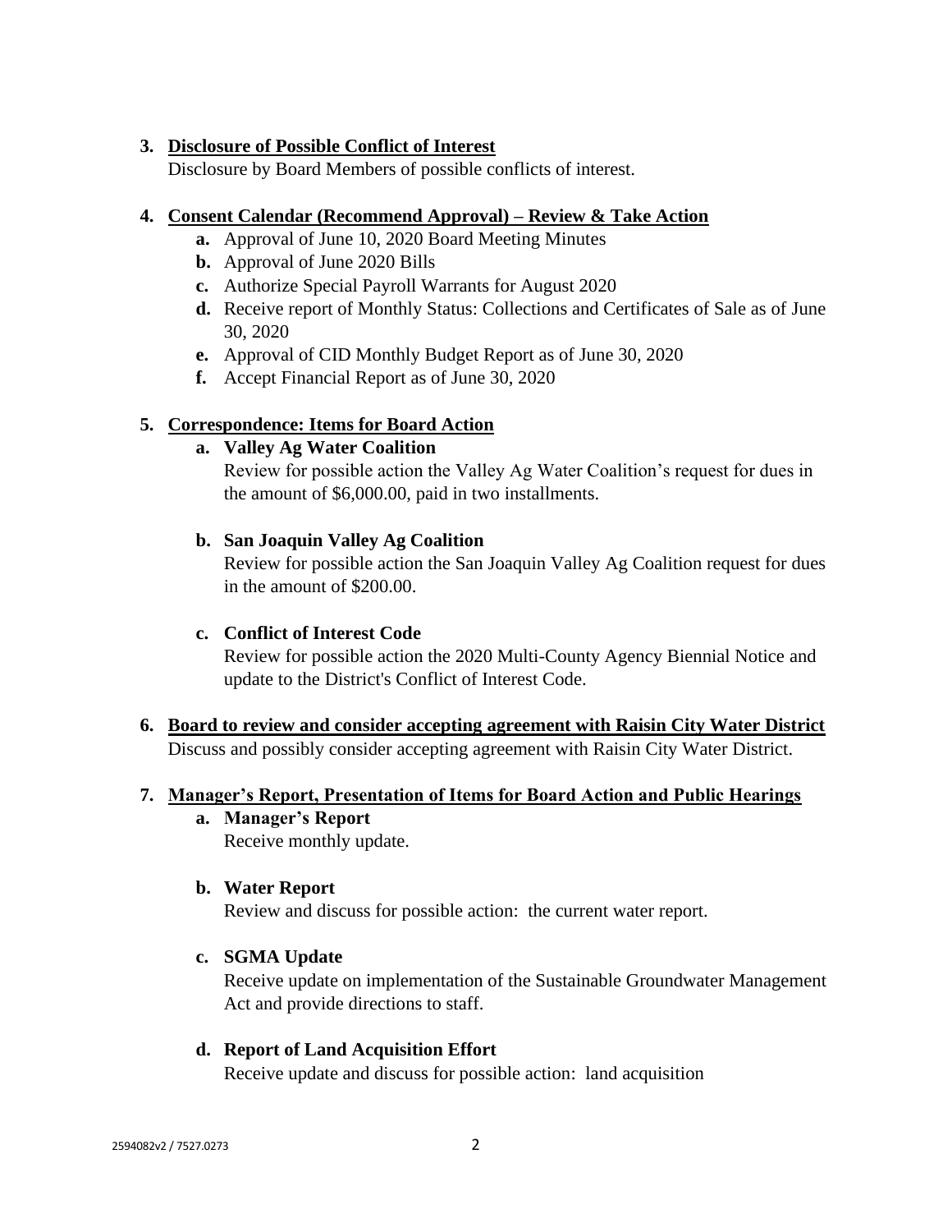**3. Disclosure of Possible Conflict of Interest**

Disclosure by Board Members of possible conflicts of interest.

**4. Consent Calendar (Recommend Approval) – Review & Take Action**

- **a.** Approval of June 10, 2020 Board Meeting Minutes
- **b.** Approval of June 2020 Bills
- **c.** Authorize Special Payroll Warrants for August 2020
- **d.** Receive report of Monthly Status: Collections and Certificates of Sale as of June 30, 2020
- **e.** Approval of CID Monthly Budget Report as of June 30, 2020
- **f.** Accept Financial Report as of June 30, 2020

**5. Correspondence: Items for Board Action**

**a. Valley Ag Water Coalition**

Review for possible action the Valley Ag Water Coalition's request for dues in the amount of $6,000.00, paid in two installments.

**b. San Joaquin Valley Ag Coalition**

Review for possible action the San Joaquin Valley Ag Coalition request for dues in the amount of $200.00.

**c. Conflict of Interest Code**

Review for possible action the 2020 Multi-County Agency Biennial Notice and update to the District's Conflict of Interest Code.

**6. Board to review and consider accepting agreement with Raisin City Water District**

Discuss and possibly consider accepting agreement with Raisin City Water District.

**7. Manager's Report, Presentation of Items for Board Action and Public Hearings**

**a. Manager's Report**

Receive monthly update.

**b. Water Report**

Review and discuss for possible action: the current water report.

**c. SGMA Update**

Receive update on implementation of the Sustainable Groundwater Management Act and provide directions to staff.

**d. Report of Land Acquisition Effort**

Receive update and discuss for possible action: land acquisition

2594082v2 / 7527.0273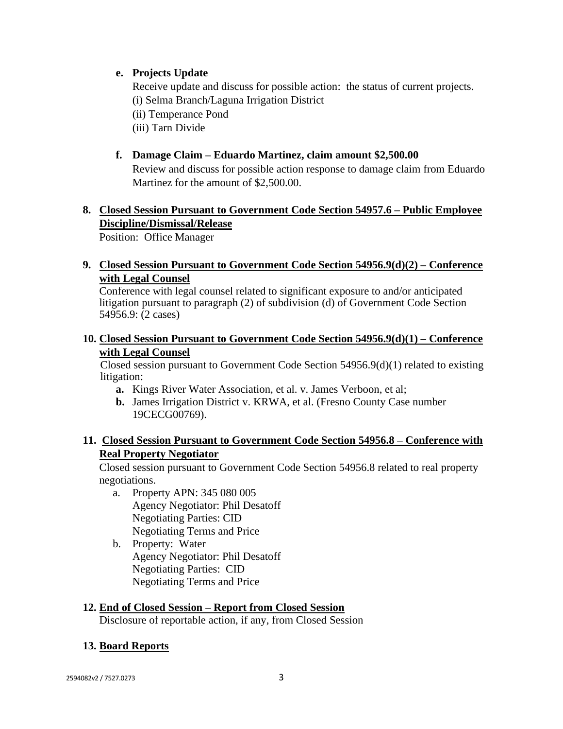e. **Projects Update**

   Receive update and discuss for possible action: the status of current projects.

   (i) Selma Branch/Laguna Irrigation District

   (ii) Temperance Pond

   (iii) Tarn Divide

f. **Damage Claim – Eduardo Martinez, claim amount $2,500.00**

   Review and discuss for possible action response to damage claim from Eduardo Martinez for the amount of $2,500.00.

**8. <u>Closed Session Pursuant to Government Code Section 54957.6 – Public Employee Discipline/Dismissal/Release</u>**

Position: Office Manager

**9. <u>Closed Session Pursuant to Government Code Section 54956.9(d)(2) – Conference with Legal Counsel</u>**

Conference with legal counsel related to significant exposure to and/or anticipated litigation pursuant to paragraph (2) of subdivision (d) of Government Code Section 54956.9: (2 cases)

**10. <u>Closed Session Pursuant to Government Code Section 54956.9(d)(1) – Conference with Legal Counsel</u>**

Closed session pursuant to Government Code Section 54956.9(d)(1) related to existing litigation:

- **a.** Kings River Water Association, et al. v. James Verboon, et al;
- **b.** James Irrigation District v. KRWA, et al. (Fresno County Case number 19CECG00769).

**11. <u>Closed Session Pursuant to Government Code Section 54956.8 – Conference with Real Property Negotiator</u>**

Closed session pursuant to Government Code Section 54956.8 related to real property negotiations.

a. Property APN: 345 080 005
   Agency Negotiator: Phil Desatoff
   Negotiating Parties: CID
   Negotiating Terms and Price

b. Property: Water
   Agency Negotiator: Phil Desatoff
   Negotiating Parties: CID
   Negotiating Terms and Price

**12. <u>End of Closed Session – Report from Closed Session</u>**

Disclosure of reportable action, if any, from Closed Session

**13. <u>Board Reports</u>**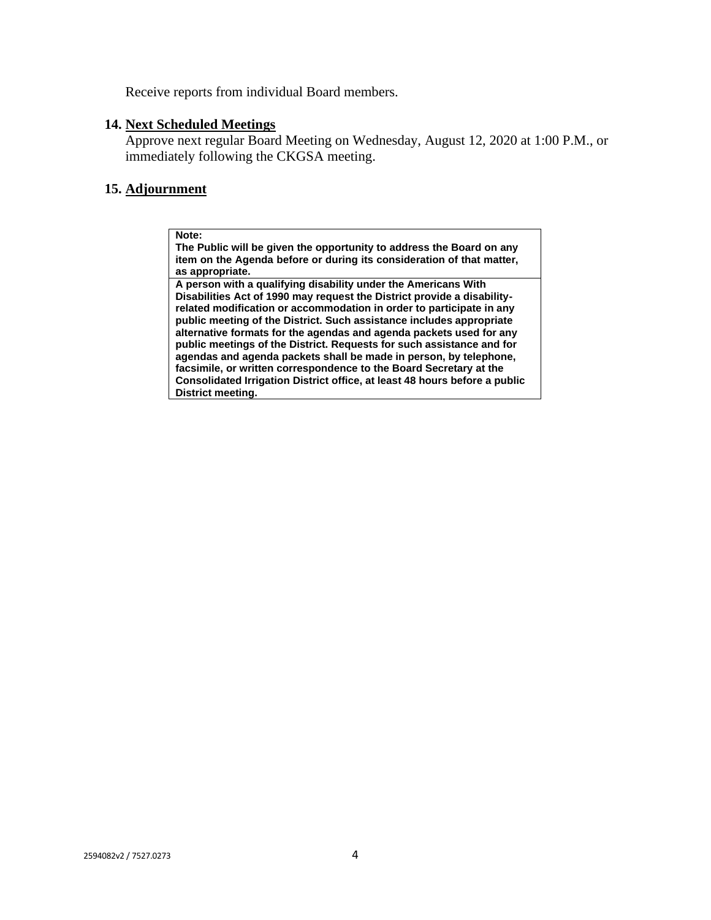Receive reports from individual Board members.

## 14. Next Scheduled Meetings

Approve next regular Board Meeting on Wednesday, August 12, 2020 at 1:00 P.M., or immediately following the CKGSA meeting.

## 15. Adjournment

| |
|---|
| **Note:**<br>**The Public will be given the opportunity to address the Board on any item on the Agenda before or during its consideration of that matter, as appropriate.** |
| **A person with a qualifying disability under the Americans With Disabilities Act of 1990 may request the District provide a disability-related modification or accommodation in order to participate in any public meeting of the District. Such assistance includes appropriate alternative formats for the agendas and agenda packets used for any public meetings of the District. Requests for such assistance and for agendas and agenda packets shall be made in person, by telephone, facsimile, or written correspondence to the Board Secretary at the Consolidated Irrigation District office, at least 48 hours before a public District meeting.** |

2594082v2 / 7527.0273